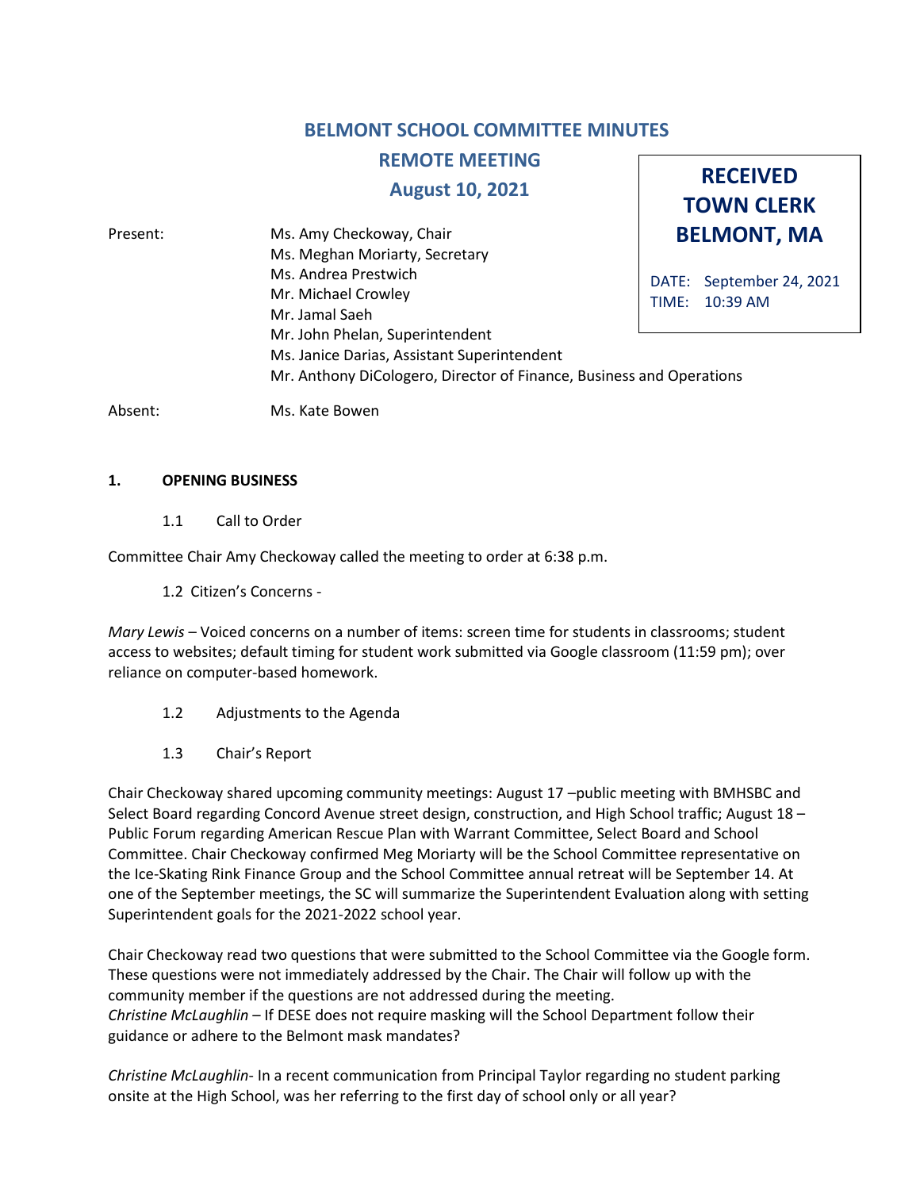# BELMONT SCHOOL COMMITTEE MINUTES

## REMOTE MEETING

## August 10, 2021

**RECEIVED TOWN CLERK BELMONT, MA**

DATE: September 24, 2021
TIME: 10:39 AM

Present: Ms. Amy Checkoway, Chair
Ms. Meghan Moriarty, Secretary
Ms. Andrea Prestwich
Mr. Michael Crowley
Mr. Jamal Saeh
Mr. John Phelan, Superintendent
Ms. Janice Darias, Assistant Superintendent
Mr. Anthony DiCologero, Director of Finance, Business and Operations

Absent: Ms. Kate Bowen

**1. OPENING BUSINESS**

1.1 Call to Order

Committee Chair Amy Checkoway called the meeting to order at 6:38 p.m.

1.2 Citizen's Concerns -

*Mary Lewis* – Voiced concerns on a number of items: screen time for students in classrooms; student access to websites; default timing for student work submitted via Google classroom (11:59 pm); over reliance on computer-based homework.

1.2 Adjustments to the Agenda

1.3 Chair's Report

Chair Checkoway shared upcoming community meetings: August 17 –public meeting with BMHSBC and Select Board regarding Concord Avenue street design, construction, and High School traffic; August 18 – Public Forum regarding American Rescue Plan with Warrant Committee, Select Board and School Committee. Chair Checkoway confirmed Meg Moriarty will be the School Committee representative on the Ice-Skating Rink Finance Group and the School Committee annual retreat will be September 14. At one of the September meetings, the SC will summarize the Superintendent Evaluation along with setting Superintendent goals for the 2021-2022 school year.

Chair Checkoway read two questions that were submitted to the School Committee via the Google form. These questions were not immediately addressed by the Chair. The Chair will follow up with the community member if the questions are not addressed during the meeting.
*Christine McLaughlin* – If DESE does not require masking will the School Department follow their guidance or adhere to the Belmont mask mandates?

*Christine McLaughlin*- In a recent communication from Principal Taylor regarding no student parking onsite at the High School, was her referring to the first day of school only or all year?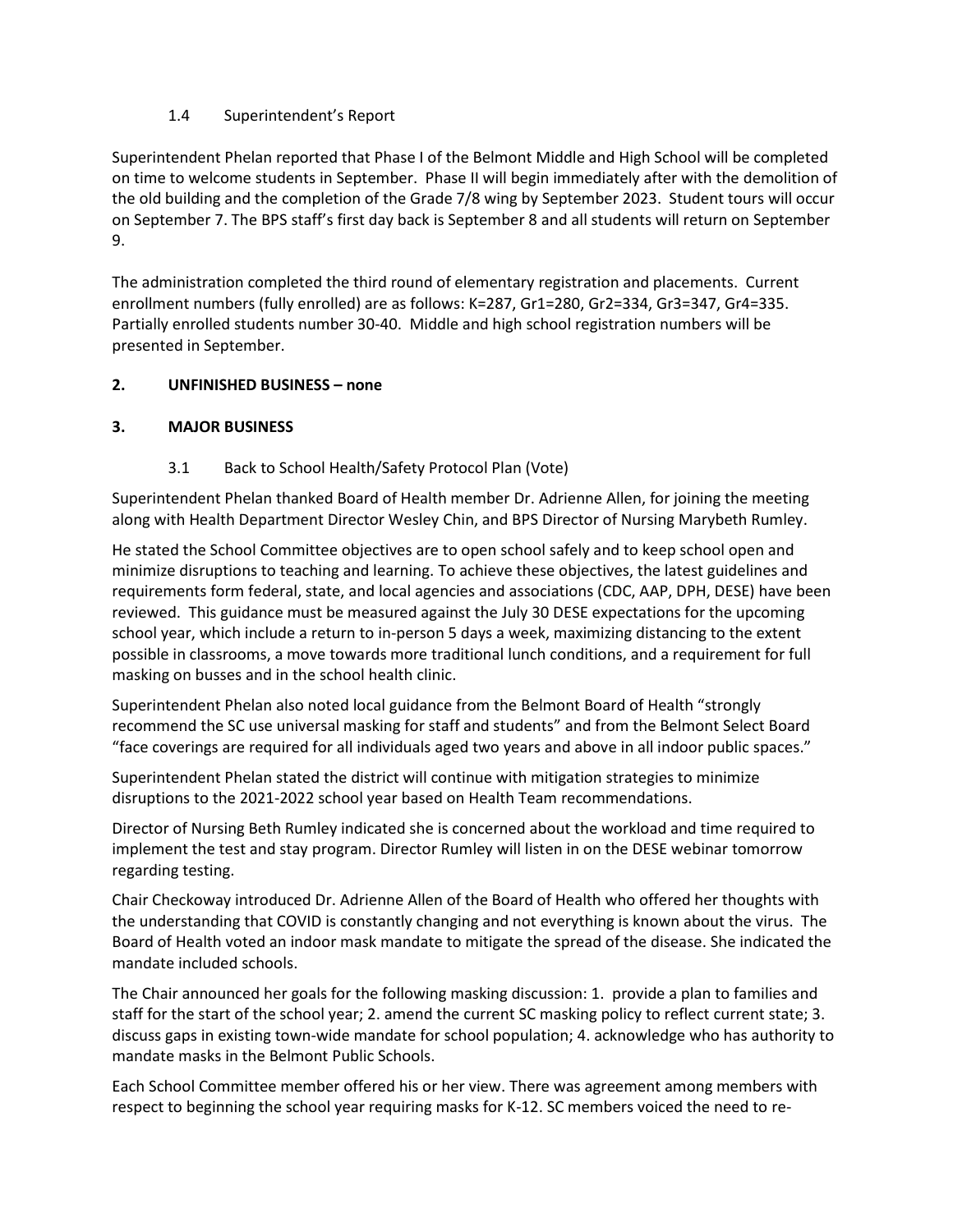1.4 Superintendent's Report

Superintendent Phelan reported that Phase I of the Belmont Middle and High School will be completed on time to welcome students in September. Phase II will begin immediately after with the demolition of the old building and the completion of the Grade 7/8 wing by September 2023. Student tours will occur on September 7. The BPS staff's first day back is September 8 and all students will return on September 9.

The administration completed the third round of elementary registration and placements. Current enrollment numbers (fully enrolled) are as follows: K=287, Gr1=280, Gr2=334, Gr3=347, Gr4=335. Partially enrolled students number 30-40. Middle and high school registration numbers will be presented in September.

## 2. UNFINISHED BUSINESS – none

## 3. MAJOR BUSINESS

3.1 Back to School Health/Safety Protocol Plan (Vote)

Superintendent Phelan thanked Board of Health member Dr. Adrienne Allen, for joining the meeting along with Health Department Director Wesley Chin, and BPS Director of Nursing Marybeth Rumley.

He stated the School Committee objectives are to open school safely and to keep school open and minimize disruptions to teaching and learning. To achieve these objectives, the latest guidelines and requirements form federal, state, and local agencies and associations (CDC, AAP, DPH, DESE) have been reviewed. This guidance must be measured against the July 30 DESE expectations for the upcoming school year, which include a return to in-person 5 days a week, maximizing distancing to the extent possible in classrooms, a move towards more traditional lunch conditions, and a requirement for full masking on busses and in the school health clinic.

Superintendent Phelan also noted local guidance from the Belmont Board of Health "strongly recommend the SC use universal masking for staff and students" and from the Belmont Select Board "face coverings are required for all individuals aged two years and above in all indoor public spaces."

Superintendent Phelan stated the district will continue with mitigation strategies to minimize disruptions to the 2021-2022 school year based on Health Team recommendations.

Director of Nursing Beth Rumley indicated she is concerned about the workload and time required to implement the test and stay program. Director Rumley will listen in on the DESE webinar tomorrow regarding testing.

Chair Checkoway introduced Dr. Adrienne Allen of the Board of Health who offered her thoughts with the understanding that COVID is constantly changing and not everything is known about the virus. The Board of Health voted an indoor mask mandate to mitigate the spread of the disease. She indicated the mandate included schools.

The Chair announced her goals for the following masking discussion: 1. provide a plan to families and staff for the start of the school year; 2. amend the current SC masking policy to reflect current state; 3. discuss gaps in existing town-wide mandate for school population; 4. acknowledge who has authority to mandate masks in the Belmont Public Schools.

Each School Committee member offered his or her view. There was agreement among members with respect to beginning the school year requiring masks for K-12. SC members voiced the need to re-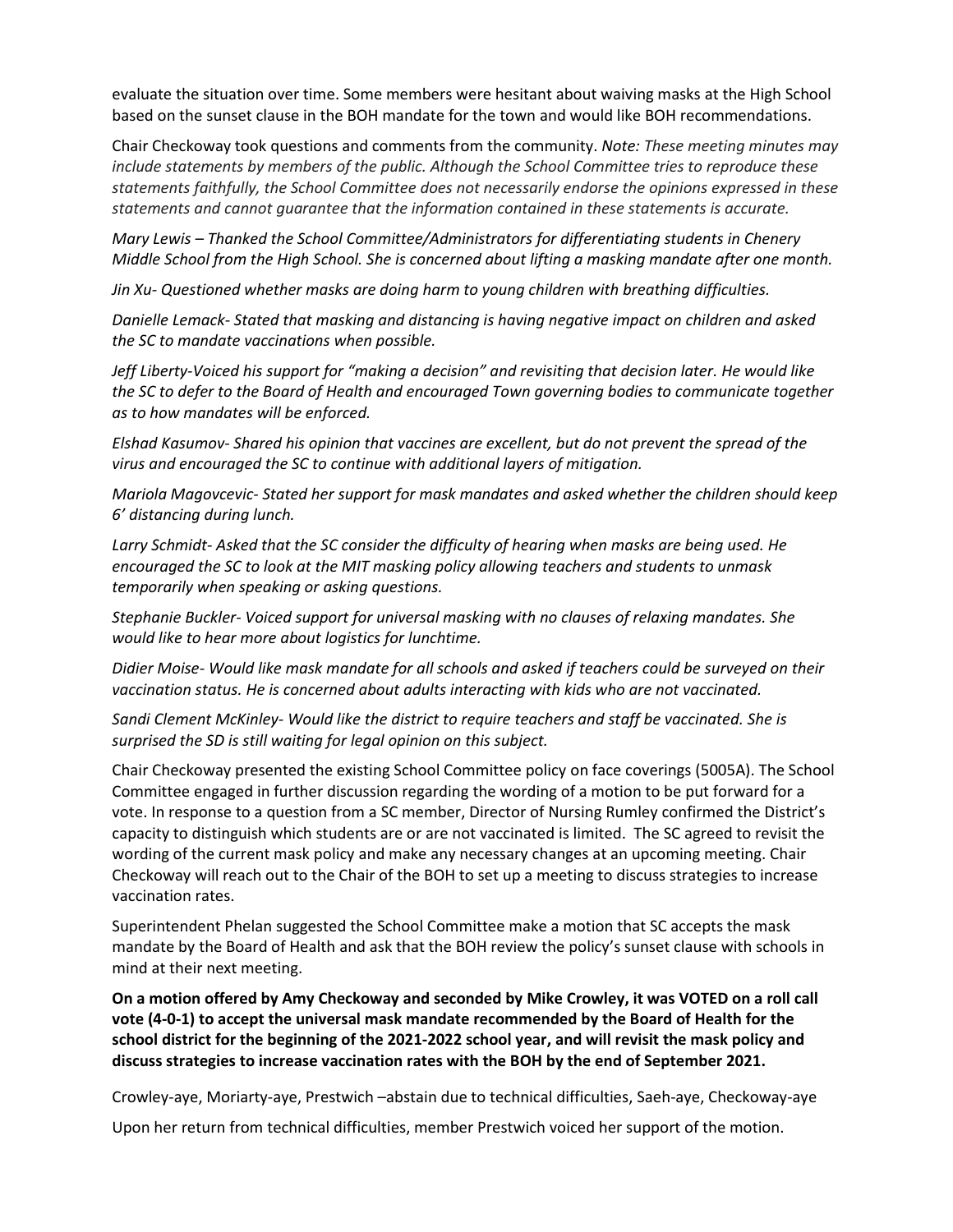evaluate the situation over time. Some members were hesitant about waiving masks at the High School based on the sunset clause in the BOH mandate for the town and would like BOH recommendations.

Chair Checkoway took questions and comments from the community. *Note: These meeting minutes may include statements by members of the public. Although the School Committee tries to reproduce these statements faithfully, the School Committee does not necessarily endorse the opinions expressed in these statements and cannot guarantee that the information contained in these statements is accurate.*

*Mary Lewis – Thanked the School Committee/Administrators for differentiating students in Chenery Middle School from the High School. She is concerned about lifting a masking mandate after one month.*

*Jin Xu- Questioned whether masks are doing harm to young children with breathing difficulties.*

*Danielle Lemack- Stated that masking and distancing is having negative impact on children and asked the SC to mandate vaccinations when possible.*

*Jeff Liberty-Voiced his support for "making a decision" and revisiting that decision later. He would like the SC to defer to the Board of Health and encouraged Town governing bodies to communicate together as to how mandates will be enforced.*

*Elshad Kasumov- Shared his opinion that vaccines are excellent, but do not prevent the spread of the virus and encouraged the SC to continue with additional layers of mitigation.*

*Mariola Magovcevic- Stated her support for mask mandates and asked whether the children should keep 6' distancing during lunch.*

*Larry Schmidt- Asked that the SC consider the difficulty of hearing when masks are being used. He encouraged the SC to look at the MIT masking policy allowing teachers and students to unmask temporarily when speaking or asking questions.*

*Stephanie Buckler- Voiced support for universal masking with no clauses of relaxing mandates. She would like to hear more about logistics for lunchtime.*

*Didier Moise- Would like mask mandate for all schools and asked if teachers could be surveyed on their vaccination status. He is concerned about adults interacting with kids who are not vaccinated.*

*Sandi Clement McKinley- Would like the district to require teachers and staff be vaccinated. She is surprised the SD is still waiting for legal opinion on this subject.*

Chair Checkoway presented the existing School Committee policy on face coverings (5005A). The School Committee engaged in further discussion regarding the wording of a motion to be put forward for a vote. In response to a question from a SC member, Director of Nursing Rumley confirmed the District's capacity to distinguish which students are or are not vaccinated is limited. The SC agreed to revisit the wording of the current mask policy and make any necessary changes at an upcoming meeting. Chair Checkoway will reach out to the Chair of the BOH to set up a meeting to discuss strategies to increase vaccination rates.

Superintendent Phelan suggested the School Committee make a motion that SC accepts the mask mandate by the Board of Health and ask that the BOH review the policy's sunset clause with schools in mind at their next meeting.

**On a motion offered by Amy Checkoway and seconded by Mike Crowley, it was VOTED on a roll call vote (4-0-1) to accept the universal mask mandate recommended by the Board of Health for the school district for the beginning of the 2021-2022 school year, and will revisit the mask policy and discuss strategies to increase vaccination rates with the BOH by the end of September 2021.**

Crowley-aye, Moriarty-aye, Prestwich –abstain due to technical difficulties, Saeh-aye, Checkoway-aye

Upon her return from technical difficulties, member Prestwich voiced her support of the motion.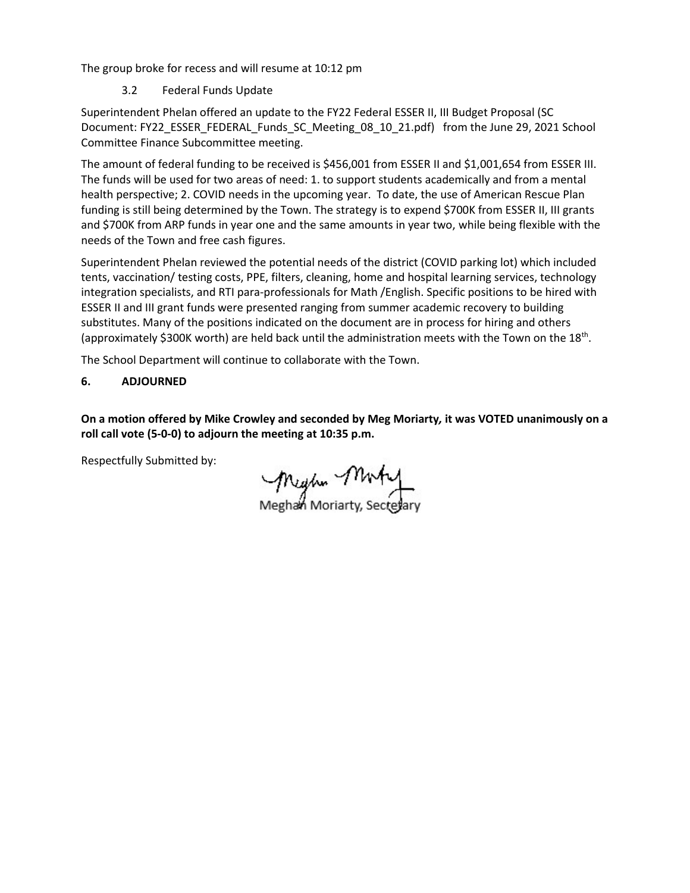The group broke for recess and will resume at 10:12 pm

3.2 Federal Funds Update

Superintendent Phelan offered an update to the FY22 Federal ESSER II, III Budget Proposal (SC Document: FY22_ESSER_FEDERAL_Funds_SC_Meeting_08_10_21.pdf) from the June 29, 2021 School Committee Finance Subcommittee meeting.

The amount of federal funding to be received is $456,001 from ESSER II and $1,001,654 from ESSER III. The funds will be used for two areas of need: 1. to support students academically and from a mental health perspective; 2. COVID needs in the upcoming year. To date, the use of American Rescue Plan funding is still being determined by the Town. The strategy is to expend $700K from ESSER II, III grants and $700K from ARP funds in year one and the same amounts in year two, while being flexible with the needs of the Town and free cash figures.

Superintendent Phelan reviewed the potential needs of the district (COVID parking lot) which included tents, vaccination/ testing costs, PPE, filters, cleaning, home and hospital learning services, technology integration specialists, and RTI para-professionals for Math /English. Specific positions to be hired with ESSER II and III grant funds were presented ranging from summer academic recovery to building substitutes. Many of the positions indicated on the document are in process for hiring and others (approximately $300K worth) are held back until the administration meets with the Town on the 18th.

The School Department will continue to collaborate with the Town.

**6. ADJOURNED**

**On a motion offered by Mike Crowley and seconded by Meg Moriarty, it was VOTED unanimously on a roll call vote (5-0-0) to adjourn the meeting at 10:35 p.m.**

Respectfully Submitted by:

Meghan Moriarty, Secretary